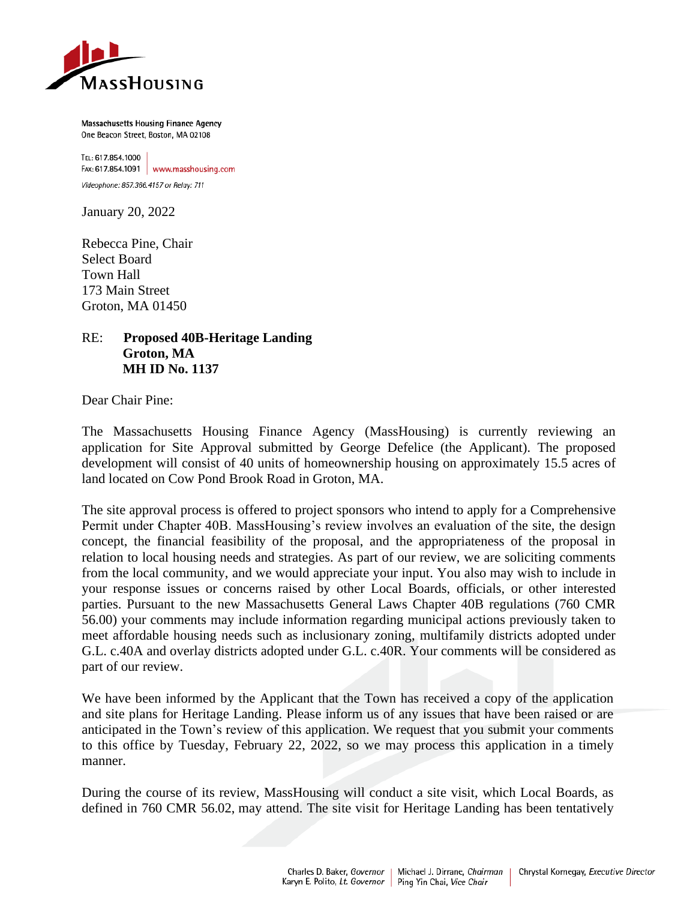MassHousing

Massachusetts Housing Finance Agency
One Beacon Street, Boston, MA 02108

TEL: 617.854.1000
FAX: 617.854.1091 | www.masshousing.com

*Videophone: 857.366.4157 or Relay: 711*

January 20, 2022

Rebecca Pine, Chair
Select Board
Town Hall
173 Main Street
Groton, MA 01450

RE: **Proposed 40B-Heritage Landing**
**Groton, MA**
**MH ID No. 1137**

Dear Chair Pine:

The Massachusetts Housing Finance Agency (MassHousing) is currently reviewing an application for Site Approval submitted by George Defelice (the Applicant). The proposed development will consist of 40 units of homeownership housing on approximately 15.5 acres of land located on Cow Pond Brook Road in Groton, MA.

The site approval process is offered to project sponsors who intend to apply for a Comprehensive Permit under Chapter 40B. MassHousing's review involves an evaluation of the site, the design concept, the financial feasibility of the proposal, and the appropriateness of the proposal in relation to local housing needs and strategies. As part of our review, we are soliciting comments from the local community, and we would appreciate your input. You also may wish to include in your response issues or concerns raised by other Local Boards, officials, or other interested parties. Pursuant to the new Massachusetts General Laws Chapter 40B regulations (760 CMR 56.00) your comments may include information regarding municipal actions previously taken to meet affordable housing needs such as inclusionary zoning, multifamily districts adopted under G.L. c.40A and overlay districts adopted under G.L. c.40R. Your comments will be considered as part of our review.

We have been informed by the Applicant that the Town has received a copy of the application and site plans for Heritage Landing. Please inform us of any issues that have been raised or are anticipated in the Town's review of this application. We request that you submit your comments to this office by Tuesday, February 22, 2022, so we may process this application in a timely manner.

During the course of its review, MassHousing will conduct a site visit, which Local Boards, as defined in 760 CMR 56.02, may attend. The site visit for Heritage Landing has been tentatively

Charles D. Baker, *Governor* | Michael J. Dirrane, *Chairman* | Chrystal Kornegay, *Executive Director*
Karyn E. Polito, *Lt. Governor* | Ping Yin Chai, *Vice Chair*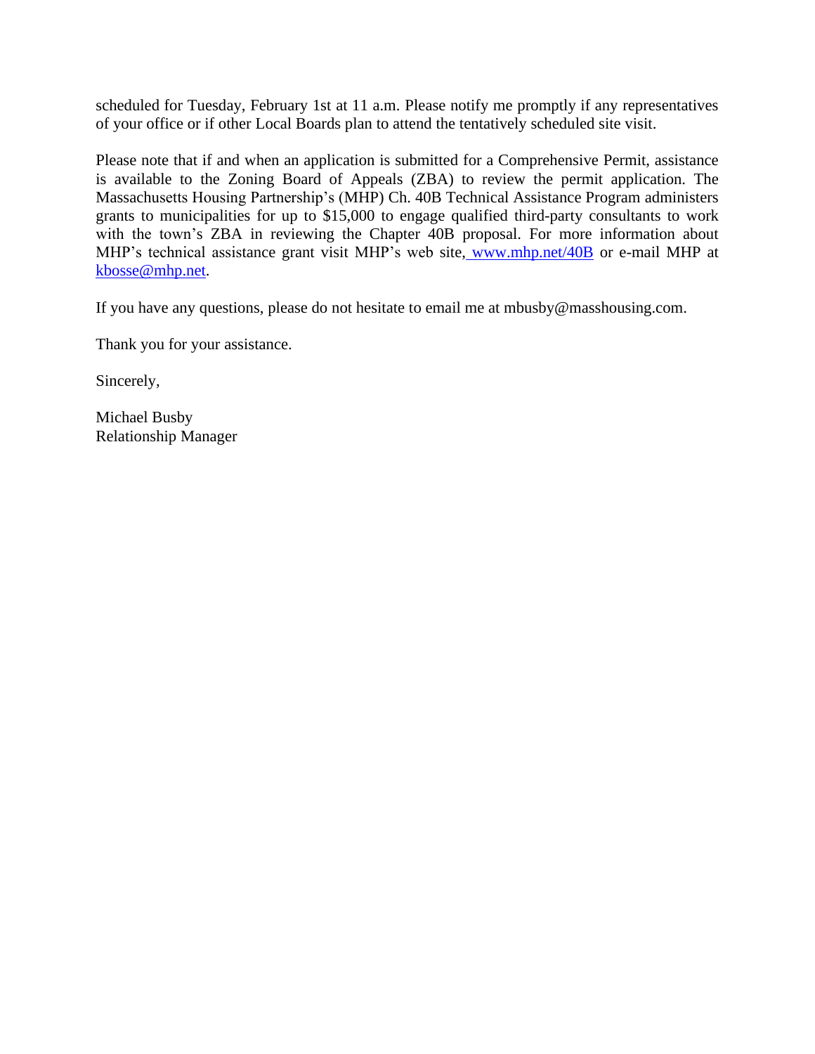scheduled for Tuesday, February 1st at 11 a.m. Please notify me promptly if any representatives of your office or if other Local Boards plan to attend the tentatively scheduled site visit.

Please note that if and when an application is submitted for a Comprehensive Permit, assistance is available to the Zoning Board of Appeals (ZBA) to review the permit application. The Massachusetts Housing Partnership's (MHP) Ch. 40B Technical Assistance Program administers grants to municipalities for up to $15,000 to engage qualified third-party consultants to work with the town's ZBA in reviewing the Chapter 40B proposal. For more information about MHP's technical assistance grant visit MHP's web site, www.mhp.net/40B or e-mail MHP at kbosse@mhp.net.

If you have any questions, please do not hesitate to email me at mbusby@masshousing.com.

Thank you for your assistance.

Sincerely,

Michael Busby
Relationship Manager